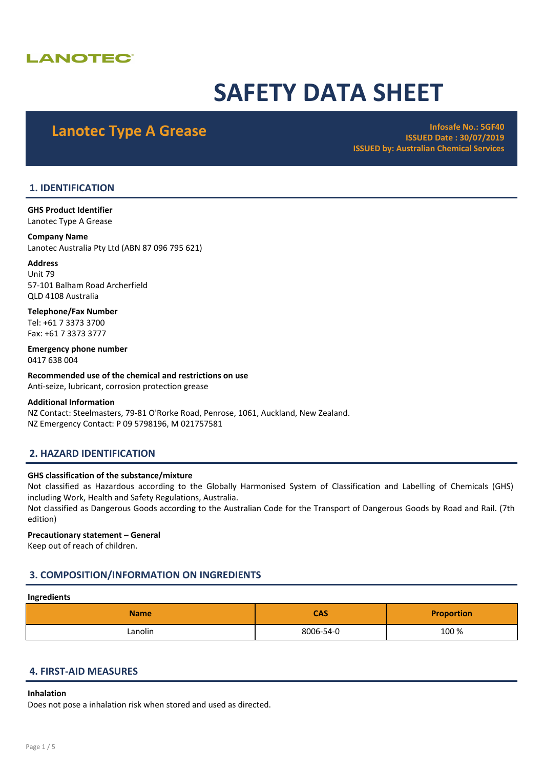LANOTEC

# SAFETY DATA SHEET

## Lanotec Type A Grease

**Infosafe No.: 5GF40**
**ISSUED Date : 30/07/2019**
**ISSUED by: Australian Chemical Services**

## 1. IDENTIFICATION

**GHS Product Identifier**
Lanotec Type A Grease

**Company Name**
Lanotec Australia Pty Ltd (ABN 87 096 795 621)

**Address**
Unit 79
57-101 Balham Road Archerfield
QLD 4108 Australia

**Telephone/Fax Number**
Tel: +61 7 3373 3700
Fax: +61 7 3373 3777

**Emergency phone number**
0417 638 004

**Recommended use of the chemical and restrictions on use**
Anti-seize, lubricant, corrosion protection grease

**Additional Information**
NZ Contact: Steelmasters, 79-81 O'Rorke Road, Penrose, 1061, Auckland, New Zealand.
NZ Emergency Contact: P 09 5798196, M 021757581

## 2. HAZARD IDENTIFICATION

**GHS classification of the substance/mixture**
Not classified as Hazardous according to the Globally Harmonised System of Classification and Labelling of Chemicals (GHS) including Work, Health and Safety Regulations, Australia.
Not classified as Dangerous Goods according to the Australian Code for the Transport of Dangerous Goods by Road and Rail. (7th edition)

**Precautionary statement – General**
Keep out of reach of children.

## 3. COMPOSITION/INFORMATION ON INGREDIENTS

**Ingredients**

| Name | CAS | Proportion |
|---|---|---|
| Lanolin | 8006-54-0 | 100 % |

## 4. FIRST-AID MEASURES

**Inhalation**
Does not pose a inhalation risk when stored and used as directed.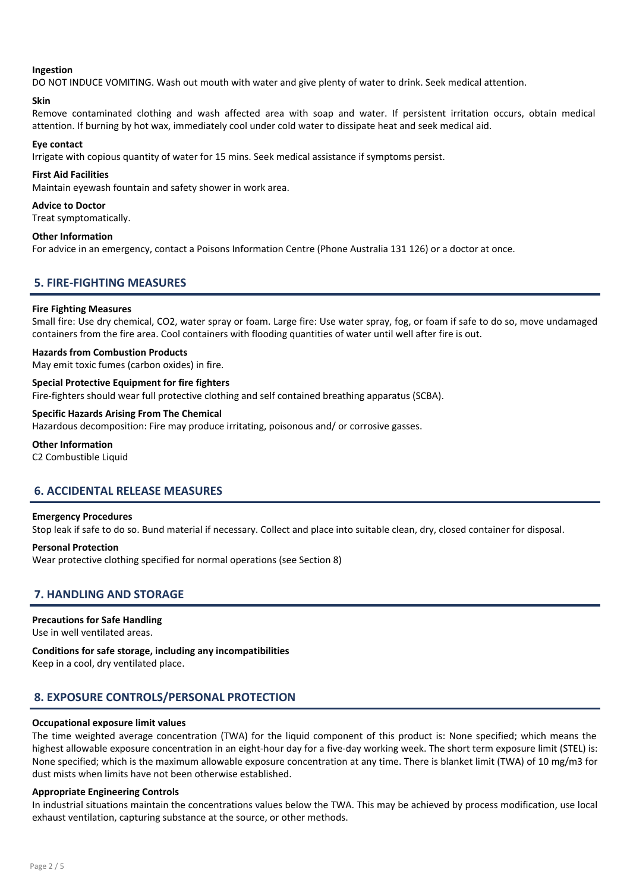**Ingestion**

DO NOT INDUCE VOMITING. Wash out mouth with water and give plenty of water to drink. Seek medical attention.

**Skin**

Remove contaminated clothing and wash affected area with soap and water. If persistent irritation occurs, obtain medical attention. If burning by hot wax, immediately cool under cold water to dissipate heat and seek medical aid.

**Eye contact**

Irrigate with copious quantity of water for 15 mins. Seek medical assistance if symptoms persist.

**First Aid Facilities**

Maintain eyewash fountain and safety shower in work area.

**Advice to Doctor**

Treat symptomatically.

**Other Information**

For advice in an emergency, contact a Poisons Information Centre (Phone Australia 131 126) or a doctor at once.

## 5. FIRE-FIGHTING MEASURES

**Fire Fighting Measures**

Small fire: Use dry chemical, CO2, water spray or foam. Large fire: Use water spray, fog, or foam if safe to do so, move undamaged containers from the fire area. Cool containers with flooding quantities of water until well after fire is out.

**Hazards from Combustion Products**

May emit toxic fumes (carbon oxides) in fire.

**Special Protective Equipment for fire fighters**

Fire-fighters should wear full protective clothing and self contained breathing apparatus (SCBA).

**Specific Hazards Arising From The Chemical**

Hazardous decomposition: Fire may produce irritating, poisonous and/ or corrosive gasses.

**Other Information**

C2 Combustible Liquid

## 6. ACCIDENTAL RELEASE MEASURES

**Emergency Procedures**

Stop leak if safe to do so. Bund material if necessary. Collect and place into suitable clean, dry, closed container for disposal.

**Personal Protection**

Wear protective clothing specified for normal operations (see Section 8)

## 7. HANDLING AND STORAGE

**Precautions for Safe Handling**

Use in well ventilated areas.

**Conditions for safe storage, including any incompatibilities**

Keep in a cool, dry ventilated place.

## 8. EXPOSURE CONTROLS/PERSONAL PROTECTION

**Occupational exposure limit values**

The time weighted average concentration (TWA) for the liquid component of this product is: None specified; which means the highest allowable exposure concentration in an eight-hour day for a five-day working week. The short term exposure limit (STEL) is: None specified; which is the maximum allowable exposure concentration at any time. There is blanket limit (TWA) of 10 mg/m3 for dust mists when limits have not been otherwise established.

**Appropriate Engineering Controls**

In industrial situations maintain the concentrations values below the TWA. This may be achieved by process modification, use local exhaust ventilation, capturing substance at the source, or other methods.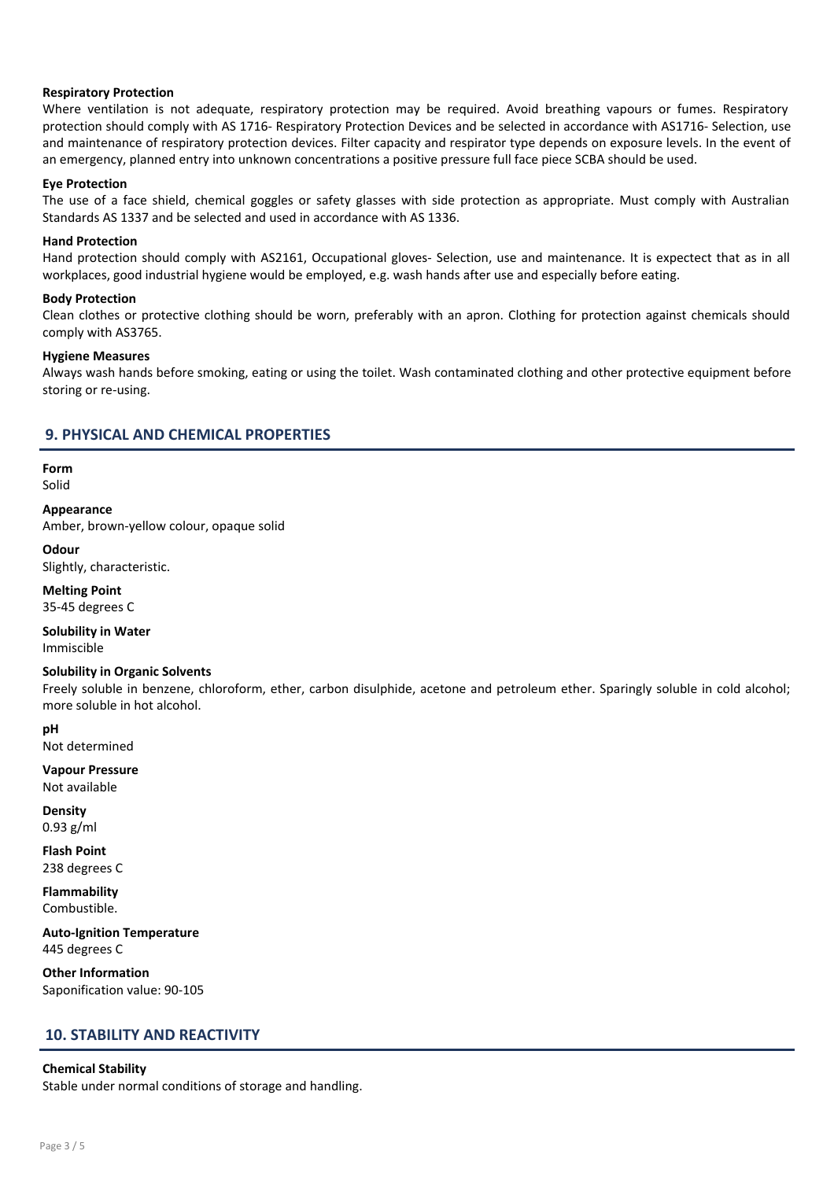### Respiratory Protection

Where ventilation is not adequate, respiratory protection may be required. Avoid breathing vapours or fumes. Respiratory protection should comply with AS 1716- Respiratory Protection Devices and be selected in accordance with AS1716- Selection, use and maintenance of respiratory protection devices. Filter capacity and respirator type depends on exposure levels. In the event of an emergency, planned entry into unknown concentrations a positive pressure full face piece SCBA should be used.

### Eye Protection

The use of a face shield, chemical goggles or safety glasses with side protection as appropriate. Must comply with Australian Standards AS 1337 and be selected and used in accordance with AS 1336.

### Hand Protection

Hand protection should comply with AS2161, Occupational gloves- Selection, use and maintenance. It is expectect that as in all workplaces, good industrial hygiene would be employed, e.g. wash hands after use and especially before eating.

### Body Protection

Clean clothes or protective clothing should be worn, preferably with an apron. Clothing for protection against chemicals should comply with AS3765.

### Hygiene Measures

Always wash hands before smoking, eating or using the toilet. Wash contaminated clothing and other protective equipment before storing or re-using.

## 9. PHYSICAL AND CHEMICAL PROPERTIES

**Form**
Solid

**Appearance**
Amber, brown-yellow colour, opaque solid

**Odour**
Slightly, characteristic.

**Melting Point**
35-45 degrees C

**Solubility in Water**
Immiscible

**Solubility in Organic Solvents**
Freely soluble in benzene, chloroform, ether, carbon disulphide, acetone and petroleum ether. Sparingly soluble in cold alcohol; more soluble in hot alcohol.

**pH**
Not determined

**Vapour Pressure**
Not available

**Density**
0.93 g/ml

**Flash Point**
238 degrees C

**Flammability**
Combustible.

**Auto-Ignition Temperature**
445 degrees C

**Other Information**
Saponification value: 90-105

## 10. STABILITY AND REACTIVITY

**Chemical Stability**
Stable under normal conditions of storage and handling.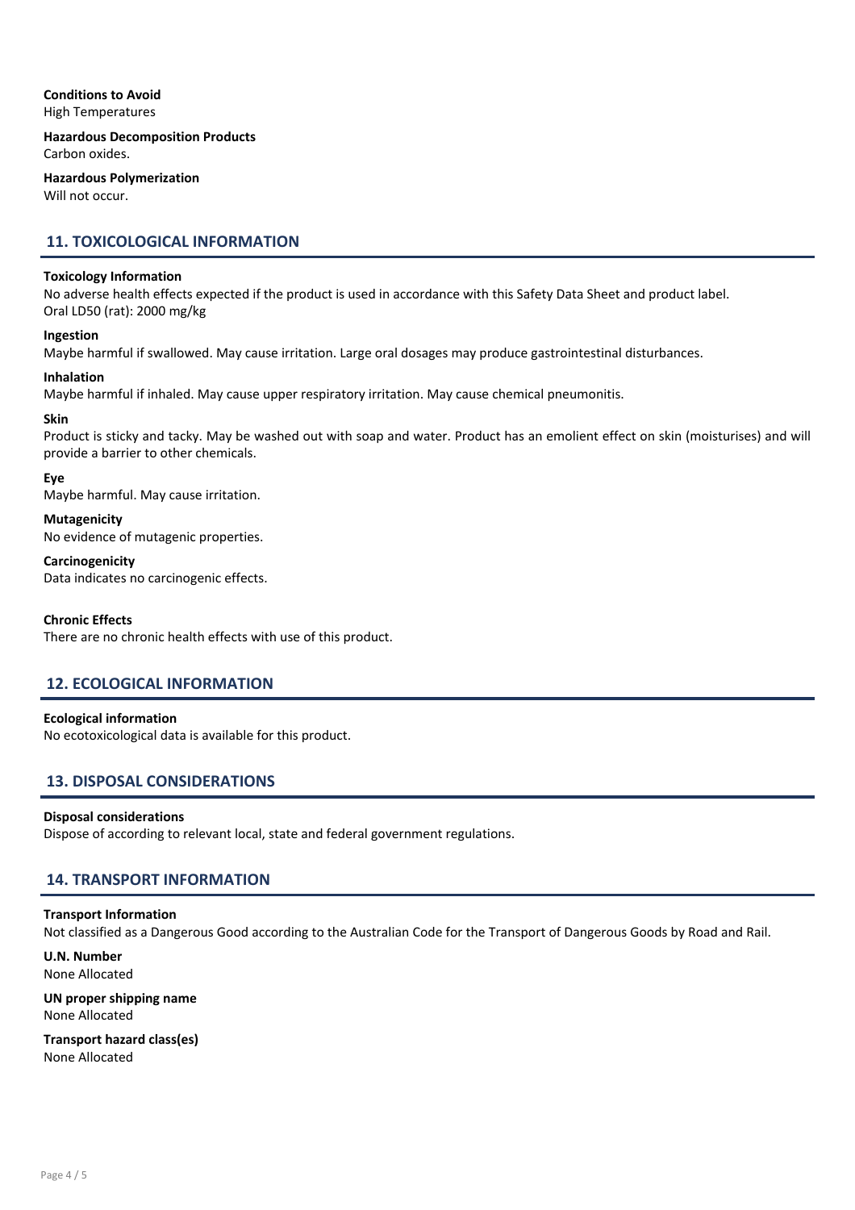**Conditions to Avoid**
High Temperatures

**Hazardous Decomposition Products**
Carbon oxides.

**Hazardous Polymerization**
Will not occur.

## 11. TOXICOLOGICAL INFORMATION

**Toxicology Information**
No adverse health effects expected if the product is used in accordance with this Safety Data Sheet and product label.
Oral LD50 (rat): 2000 mg/kg

**Ingestion**
Maybe harmful if swallowed. May cause irritation. Large oral dosages may produce gastrointestinal disturbances.

**Inhalation**
Maybe harmful if inhaled. May cause upper respiratory irritation. May cause chemical pneumonitis.

**Skin**
Product is sticky and tacky. May be washed out with soap and water. Product has an emolient effect on skin (moisturises) and will provide a barrier to other chemicals.

**Eye**
Maybe harmful. May cause irritation.

**Mutagenicity**
No evidence of mutagenic properties.

**Carcinogenicity**
Data indicates no carcinogenic effects.

**Chronic Effects**
There are no chronic health effects with use of this product.

## 12. ECOLOGICAL INFORMATION

**Ecological information**
No ecotoxicological data is available for this product.

## 13. DISPOSAL CONSIDERATIONS

**Disposal considerations**
Dispose of according to relevant local, state and federal government regulations.

## 14. TRANSPORT INFORMATION

**Transport Information**
Not classified as a Dangerous Good according to the Australian Code for the Transport of Dangerous Goods by Road and Rail.

**U.N. Number**
None Allocated

**UN proper shipping name**
None Allocated

**Transport hazard class(es)**
None Allocated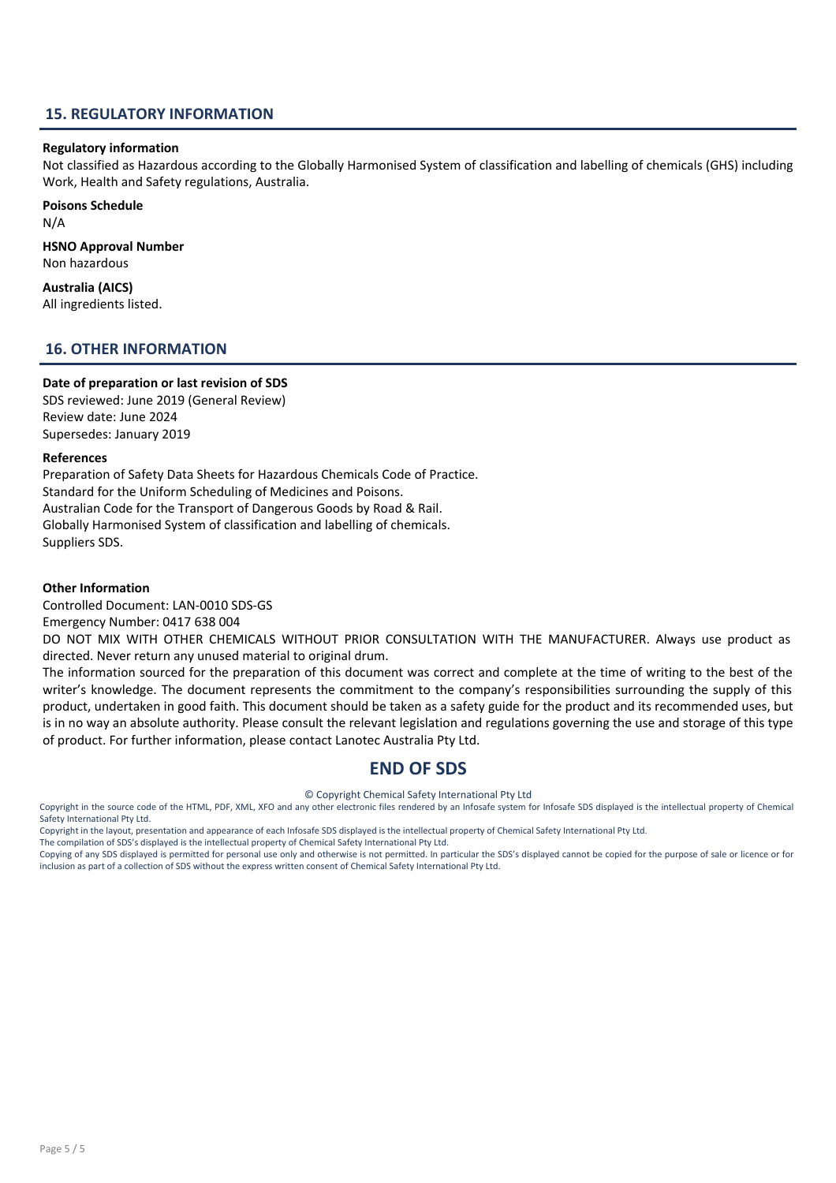## 15. REGULATORY INFORMATION

**Regulatory information**

Not classified as Hazardous according to the Globally Harmonised System of classification and labelling of chemicals (GHS) including Work, Health and Safety regulations, Australia.

**Poisons Schedule**

N/A

**HSNO Approval Number**

Non hazardous

**Australia (AICS)**

All ingredients listed.

## 16. OTHER INFORMATION

**Date of preparation or last revision of SDS**

SDS reviewed: June 2019 (General Review)
Review date: June 2024
Supersedes: January 2019

**References**

Preparation of Safety Data Sheets for Hazardous Chemicals Code of Practice.
Standard for the Uniform Scheduling of Medicines and Poisons.
Australian Code for the Transport of Dangerous Goods by Road & Rail.
Globally Harmonised System of classification and labelling of chemicals.
Suppliers SDS.

**Other Information**

Controlled Document: LAN-0010 SDS-GS
Emergency Number: 0417 638 004

DO NOT MIX WITH OTHER CHEMICALS WITHOUT PRIOR CONSULTATION WITH THE MANUFACTURER. Always use product as directed. Never return any unused material to original drum.

The information sourced for the preparation of this document was correct and complete at the time of writing to the best of the writer's knowledge. The document represents the commitment to the company's responsibilities surrounding the supply of this product, undertaken in good faith. This document should be taken as a safety guide for the product and its recommended uses, but is in no way an absolute authority. Please consult the relevant legislation and regulations governing the use and storage of this type of product. For further information, please contact Lanotec Australia Pty Ltd.

## END OF SDS

© Copyright Chemical Safety International Pty Ltd

Copyright in the source code of the HTML, PDF, XML, XFO and any other electronic files rendered by an Infosafe system for Infosafe SDS displayed is the intellectual property of Chemical Safety International Pty Ltd.

Copyright in the layout, presentation and appearance of each Infosafe SDS displayed is the intellectual property of Chemical Safety International Pty Ltd.

The compilation of SDS's displayed is the intellectual property of Chemical Safety International Pty Ltd.

Copying of any SDS displayed is permitted for personal use only and otherwise is not permitted. In particular the SDS's displayed cannot be copied for the purpose of sale or licence or for inclusion as part of a collection of SDS without the express written consent of Chemical Safety International Pty Ltd.